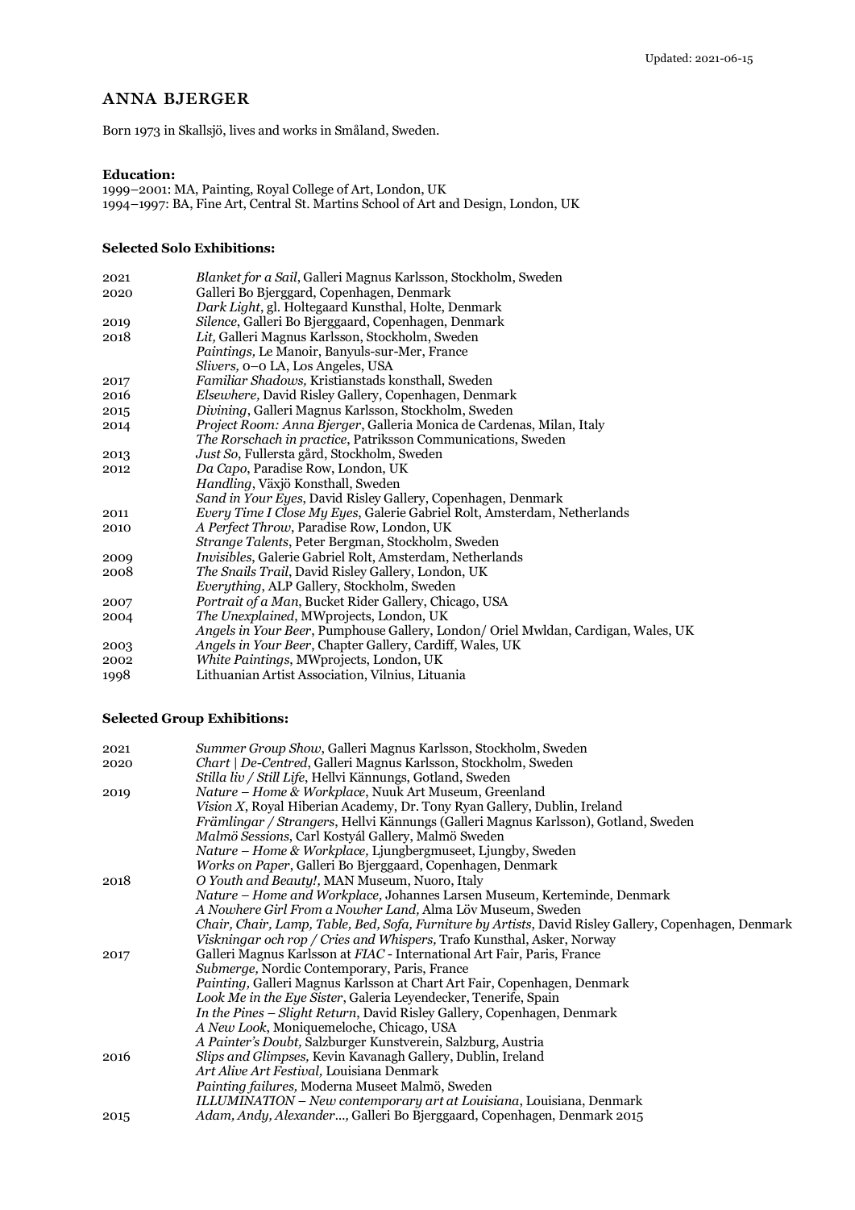Updated: 2021-06-15

# ANNA BJERGER

Born 1973 in Skallsjö, lives and works in Småland, Sweden.

**Education:**
1999–2001: MA, Painting, Royal College of Art, London, UK
1994–1997: BA, Fine Art, Central St. Martins School of Art and Design, London, UK

**Selected Solo Exhibitions:**

| | |
|---|---|
| 2021 | *Blanket for a Sail*, Galleri Magnus Karlsson, Stockholm, Sweden |
| 2020 | Galleri Bo Bjerggard, Copenhagen, Denmark |
| | *Dark Light*, gl. Holtegaard Kunsthal, Holte, Denmark |
| 2019 | *Silence*, Galleri Bo Bjerggaard, Copenhagen, Denmark |
| 2018 | *Lit*, Galleri Magnus Karlsson, Stockholm, Sweden |
| | *Paintings*, Le Manoir, Banyuls-sur-Mer, France |
| | *Slivers*, 0–0 LA, Los Angeles, USA |
| 2017 | *Familiar Shadows*, Kristianstads konsthall, Sweden |
| 2016 | *Elsewhere*, David Risley Gallery, Copenhagen, Denmark |
| 2015 | *Divining*, Galleri Magnus Karlsson, Stockholm, Sweden |
| 2014 | *Project Room: Anna Bjerger*, Galleria Monica de Cardenas, Milan, Italy |
| | *The Rorschach in practice*, Patriksson Communications, Sweden |
| 2013 | *Just So*, Fullersta gård, Stockholm, Sweden |
| 2012 | *Da Capo*, Paradise Row, London, UK |
| | *Handling*, Växjö Konsthall, Sweden |
| | *Sand in Your Eyes*, David Risley Gallery, Copenhagen, Denmark |
| 2011 | *Every Time I Close My Eyes*, Galerie Gabriel Rolt, Amsterdam, Netherlands |
| 2010 | *A Perfect Throw*, Paradise Row, London, UK |
| | *Strange Talents*, Peter Bergman, Stockholm, Sweden |
| 2009 | *Invisibles*, Galerie Gabriel Rolt, Amsterdam, Netherlands |
| 2008 | *The Snails Trail*, David Risley Gallery, London, UK |
| | *Everything*, ALP Gallery, Stockholm, Sweden |
| 2007 | *Portrait of a Man*, Bucket Rider Gallery, Chicago, USA |
| 2004 | *The Unexplained*, MWprojects, London, UK |
| | *Angels in Your Beer*, Pumphouse Gallery, London/ Oriel Mwldan, Cardigan, Wales, UK |
| 2003 | *Angels in Your Beer*, Chapter Gallery, Cardiff, Wales, UK |
| 2002 | *White Paintings*, MWprojects, London, UK |
| 1998 | Lithuanian Artist Association, Vilnius, Lituania |

**Selected Group Exhibitions:**

| | |
|---|---|
| 2021 | *Summer Group Show*, Galleri Magnus Karlsson, Stockholm, Sweden |
| 2020 | *Chart \| De-Centred*, Galleri Magnus Karlsson, Stockholm, Sweden |
| | *Stilla liv / Still Life*, Hellvi Kännungs, Gotland, Sweden |
| 2019 | *Nature – Home & Workplace*, Nuuk Art Museum, Greenland |
| | *Vision X*, Royal Hiberian Academy, Dr. Tony Ryan Gallery, Dublin, Ireland |
| | *Främlingar / Strangers*, Hellvi Kännungs (Galleri Magnus Karlsson), Gotland, Sweden |
| | *Malmö Sessions*, Carl Kostyál Gallery, Malmö Sweden |
| | *Nature – Home & Workplace*, Ljungbergmuseet, Ljungby, Sweden |
| | *Works on Paper*, Galleri Bo Bjerggaard, Copenhagen, Denmark |
| 2018 | *O Youth and Beauty!*, MAN Museum, Nuoro, Italy |
| | *Nature – Home and Workplace*, Johannes Larsen Museum, Kerteminde, Denmark |
| | *A Nowhere Girl From a Nowher Land*, Alma Löv Museum, Sweden |
| | *Chair, Chair, Lamp, Table, Bed, Sofa, Furniture by Artists*, David Risley Gallery, Copenhagen, Denmark |
| | *Viskningar och rop / Cries and Whispers*, Trafo Kunsthal, Asker, Norway |
| 2017 | Galleri Magnus Karlsson at *FIAC* - International Art Fair, Paris, France |
| | *Submerge*, Nordic Contemporary, Paris, France |
| | *Painting*, Galleri Magnus Karlsson at Chart Art Fair, Copenhagen, Denmark |
| | *Look Me in the Eye Sister*, Galeria Leyendecker, Tenerife, Spain |
| | *In the Pines – Slight Return*, David Risley Gallery, Copenhagen, Denmark |
| | *A New Look*, Moniquemeloche, Chicago, USA |
| | *A Painter's Doubt*, Salzburger Kunstverein, Salzburg, Austria |
| 2016 | *Slips and Glimpses*, Kevin Kavanagh Gallery, Dublin, Ireland |
| | *Art Alive Art Festival*, Louisiana Denmark |
| | *Painting failures*, Moderna Museet Malmö, Sweden |
| | *ILLUMINATION – New contemporary art at Louisiana*, Louisiana, Denmark |
| 2015 | *Adam, Andy, Alexander…*, Galleri Bo Bjerggaard, Copenhagen, Denmark 2015 |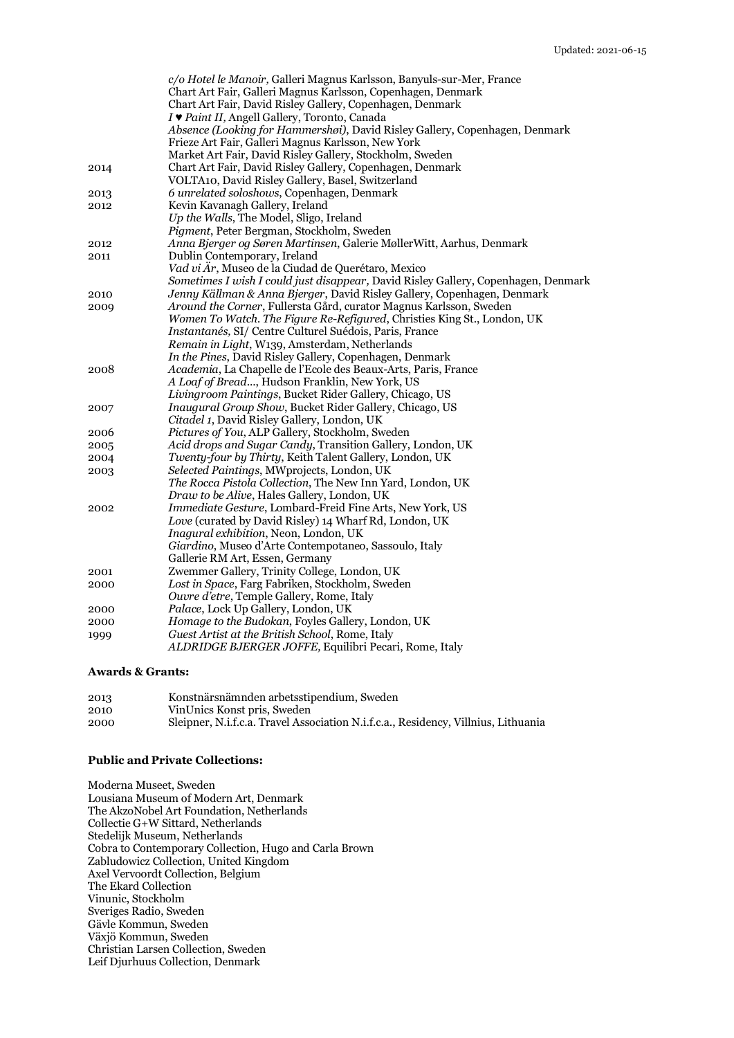| | |
|---|---|
| | *c/o Hotel le Manoir,* Galleri Magnus Karlsson, Banyuls-sur-Mer, France |
| | Chart Art Fair, Galleri Magnus Karlsson, Copenhagen, Denmark |
| | Chart Art Fair, David Risley Gallery, Copenhagen, Denmark |
| | *I ♥ Paint II,* Angell Gallery, Toronto, Canada |
| | *Absence (Looking for Hammershøi)*, David Risley Gallery, Copenhagen, Denmark |
| | Frieze Art Fair, Galleri Magnus Karlsson, New York |
| | Market Art Fair, David Risley Gallery, Stockholm, Sweden |
| 2014 | Chart Art Fair, David Risley Gallery, Copenhagen, Denmark |
| | VOLTA10, David Risley Gallery, Basel, Switzerland |
| 2013 | *6 unrelated soloshows*, Copenhagen, Denmark |
| 2012 | Kevin Kavanagh Gallery, Ireland |
| | *Up the Walls*, The Model, Sligo, Ireland |
| | *Pigment*, Peter Bergman, Stockholm, Sweden |
| 2012 | *Anna Bjerger og Søren Martinsen*, Galerie MøllerWitt, Aarhus, Denmark |
| 2011 | Dublin Contemporary, Ireland |
| | *Vad vi Är*, Museo de la Ciudad de Querétaro, Mexico |
| | *Sometimes I wish I could just disappear,* David Risley Gallery, Copenhagen, Denmark |
| 2010 | *Jenny Källman & Anna Bjerger*, David Risley Gallery, Copenhagen, Denmark |
| 2009 | *Around the Corner*, Fullersta Gård, curator Magnus Karlsson, Sweden |
| | *Women To Watch. The Figure Re-Refigured*, Christies King St., London, UK |
| | *Instantanés,* SI/ Centre Culturel Suédois, Paris, France |
| | *Remain in Light*, W139, Amsterdam, Netherlands |
| | *In the Pines*, David Risley Gallery, Copenhagen, Denmark |
| 2008 | *Academia*, La Chapelle de l'Ecole des Beaux-Arts, Paris, France |
| | *A Loaf of Bread…*, Hudson Franklin, New York, US |
| | *Livingroom Paintings*, Bucket Rider Gallery, Chicago, US |
| 2007 | *Inaugural Group Show*, Bucket Rider Gallery, Chicago, US |
| | *Citadel 1*, David Risley Gallery, London, UK |
| 2006 | *Pictures of You*, ALP Gallery, Stockholm, Sweden |
| 2005 | *Acid drops and Sugar Candy*, Transition Gallery, London, UK |
| 2004 | *Twenty-four by Thirty*, Keith Talent Gallery, London, UK |
| 2003 | *Selected Paintings*, MWprojects, London, UK |
| | *The Rocca Pistola Collection*, The New Inn Yard, London, UK |
| | *Draw to be Alive*, Hales Gallery, London, UK |
| 2002 | *Immediate Gesture*, Lombard-Freid Fine Arts, New York, US |
| | *Love* (curated by David Risley) 14 Wharf Rd, London, UK |
| | *Inagural exhibition*, Neon, London, UK |
| | *Giardino*, Museo d'Arte Contempotaneo, Sassoulo, Italy |
| | Gallerie RM Art, Essen, Germany |
| 2001 | Zwemmer Gallery, Trinity College, London, UK |
| 2000 | *Lost in Space*, Farg Fabriken, Stockholm, Sweden |
| | *Ouvre d'etre*, Temple Gallery, Rome, Italy |
| 2000 | *Palace*, Lock Up Gallery, London, UK |
| 2000 | *Homage to the Budokan*, Foyles Gallery, London, UK |
| 1999 | *Guest Artist at the British School*, Rome, Italy |
| | *ALDRIDGE BJERGER JOFFE,* Equilibri Pecari, Rome, Italy |

**Awards & Grants:**

| | |
|---|---|
| 2013 | Konstnärsnämnden arbetsstipendium, Sweden |
| 2010 | VinUnics Konst pris, Sweden |
| 2000 | Sleipner, N.i.f.c.a. Travel Association N.i.f.c.a., Residency, Villnius, Lithuania |

**Public and Private Collections:**

Moderna Museet, Sweden
Lousiana Museum of Modern Art, Denmark
The AkzoNobel Art Foundation, Netherlands
Collectie G+W Sittard, Netherlands
Stedelijk Museum, Netherlands
Cobra to Contemporary Collection, Hugo and Carla Brown
Zabludowicz Collection, United Kingdom
Axel Vervoordt Collection, Belgium
The Ekard Collection
Vinunic, Stockholm
Sveriges Radio, Sweden
Gävle Kommun, Sweden
Växjö Kommun, Sweden
Christian Larsen Collection, Sweden
Leif Djurhuus Collection, Denmark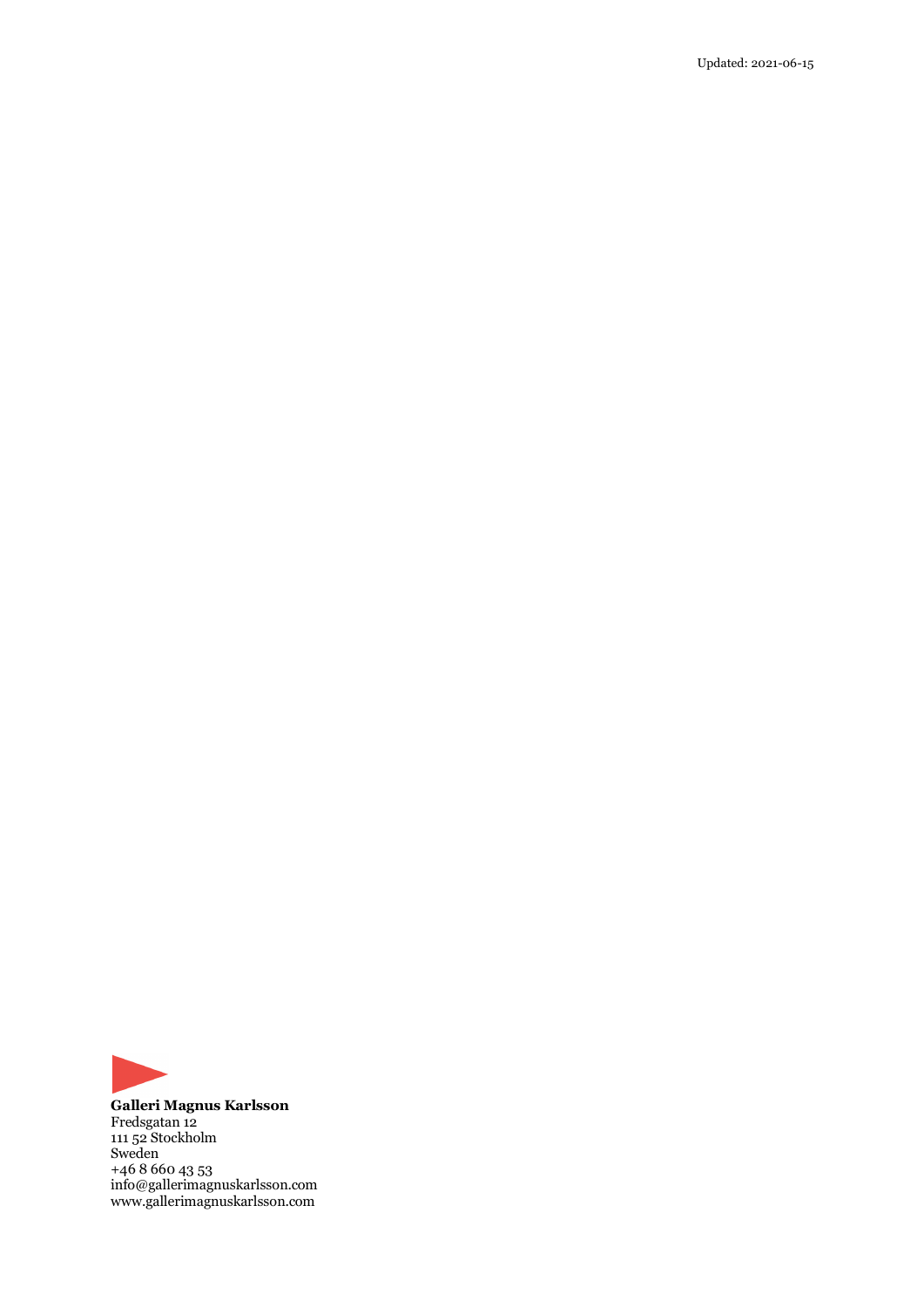Updated: 2021-06-15

**Galleri Magnus Karlsson**
Fredsgatan 12
111 52 Stockholm
Sweden
+46 8 660 43 53
info@gallerimagnuskarlsson.com
www.gallerimagnuskarlsson.com